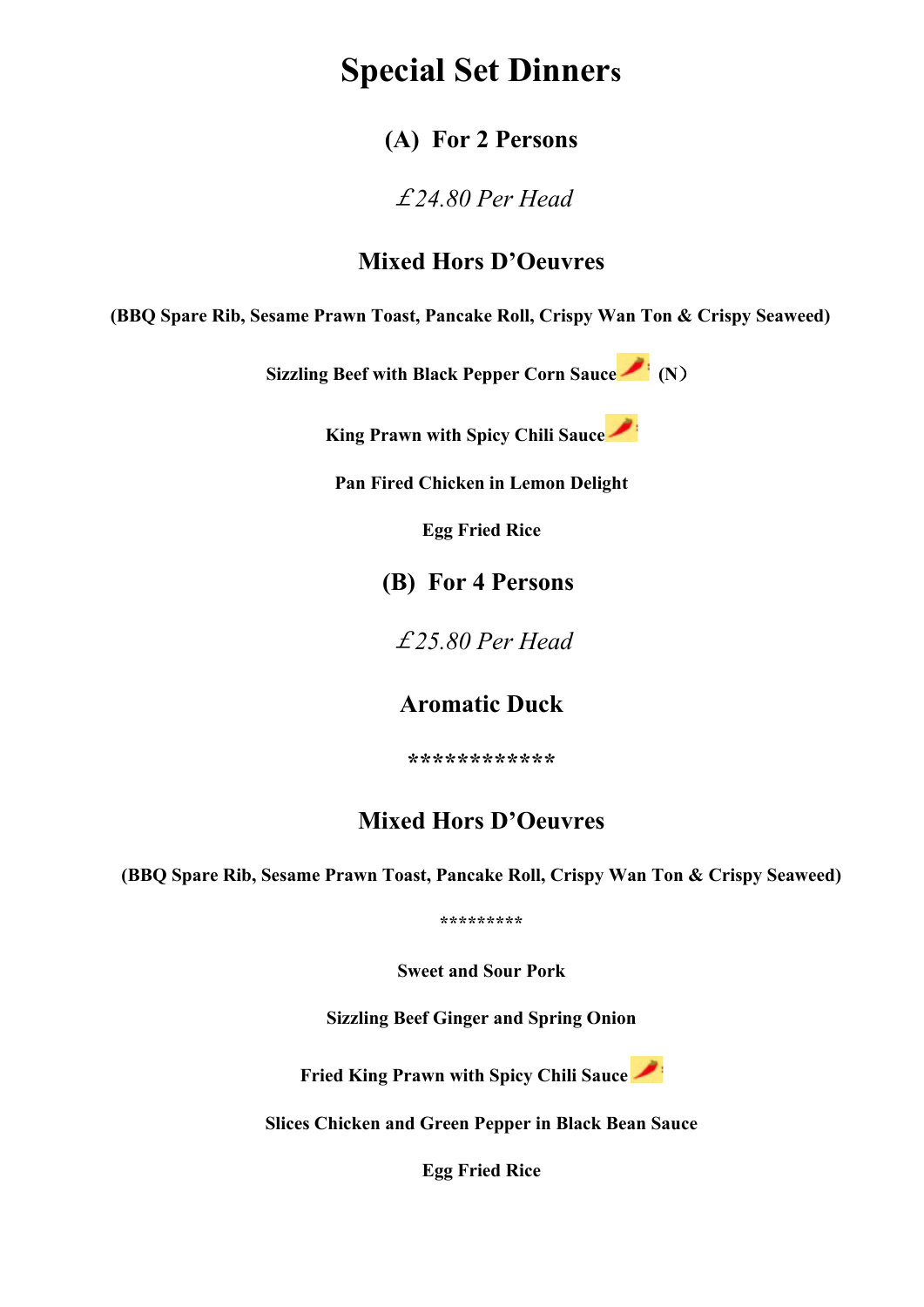# Special Set Dinners

## (A) For 2 Persons

*£24.80 Per Head*

### Mixed Hors D'Oeuvres

**(BBQ Spare Rib, Sesame Prawn Toast, Pancake Roll, Crispy Wan Ton & Crispy Seaweed)**

**Sizzling Beef with Black Pepper Corn Sauce (N)**

**King Prawn with Spicy Chili Sauce**

**Pan Fired Chicken in Lemon Delight**

**Egg Fried Rice**

## (B) For 4 Persons

*£25.80 Per Head*

### Aromatic Duck

************

### Mixed Hors D'Oeuvres

**(BBQ Spare Rib, Sesame Prawn Toast, Pancake Roll, Crispy Wan Ton & Crispy Seaweed)**

*********

**Sweet and Sour Pork**

**Sizzling Beef Ginger and Spring Onion**

**Fried King Prawn with Spicy Chili Sauce**

**Slices Chicken and Green Pepper in Black Bean Sauce**

**Egg Fried Rice**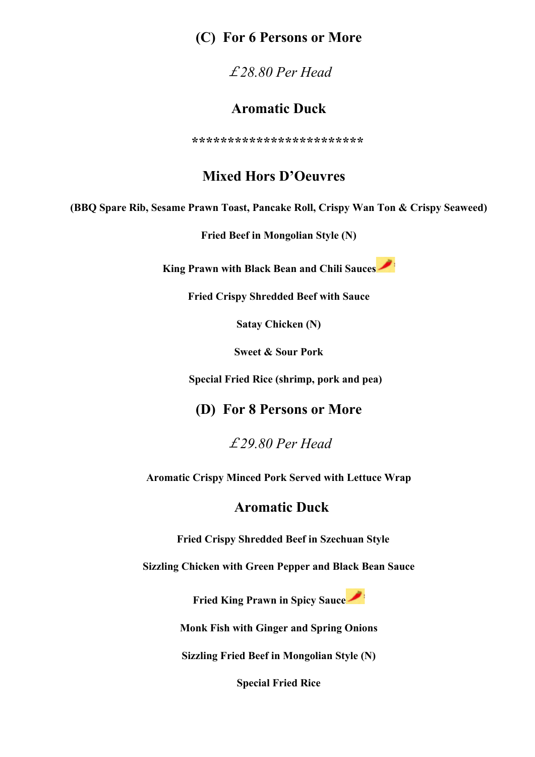## (C) For 6 Persons or More

*£28.80 Per Head*

### Aromatic Duck

*************************

### Mixed Hors D'Oeuvres

**(BBQ Spare Rib, Sesame Prawn Toast, Pancake Roll, Crispy Wan Ton & Crispy Seaweed)**

**Fried Beef in Mongolian Style (N)**

**King Prawn with Black Bean and Chili Sauces**

**Fried Crispy Shredded Beef with Sauce**

**Satay Chicken (N)**

**Sweet & Sour Pork**

**Special Fried Rice (shrimp, pork and pea)**

## (D) For 8 Persons or More

*£29.80 Per Head*

**Aromatic Crispy Minced Pork Served with Lettuce Wrap**

### Aromatic Duck

**Fried Crispy Shredded Beef in Szechuan Style**

**Sizzling Chicken with Green Pepper and Black Bean Sauce**

**Fried King Prawn in Spicy Sauce**

**Monk Fish with Ginger and Spring Onions**

**Sizzling Fried Beef in Mongolian Style (N)**

**Special Fried Rice**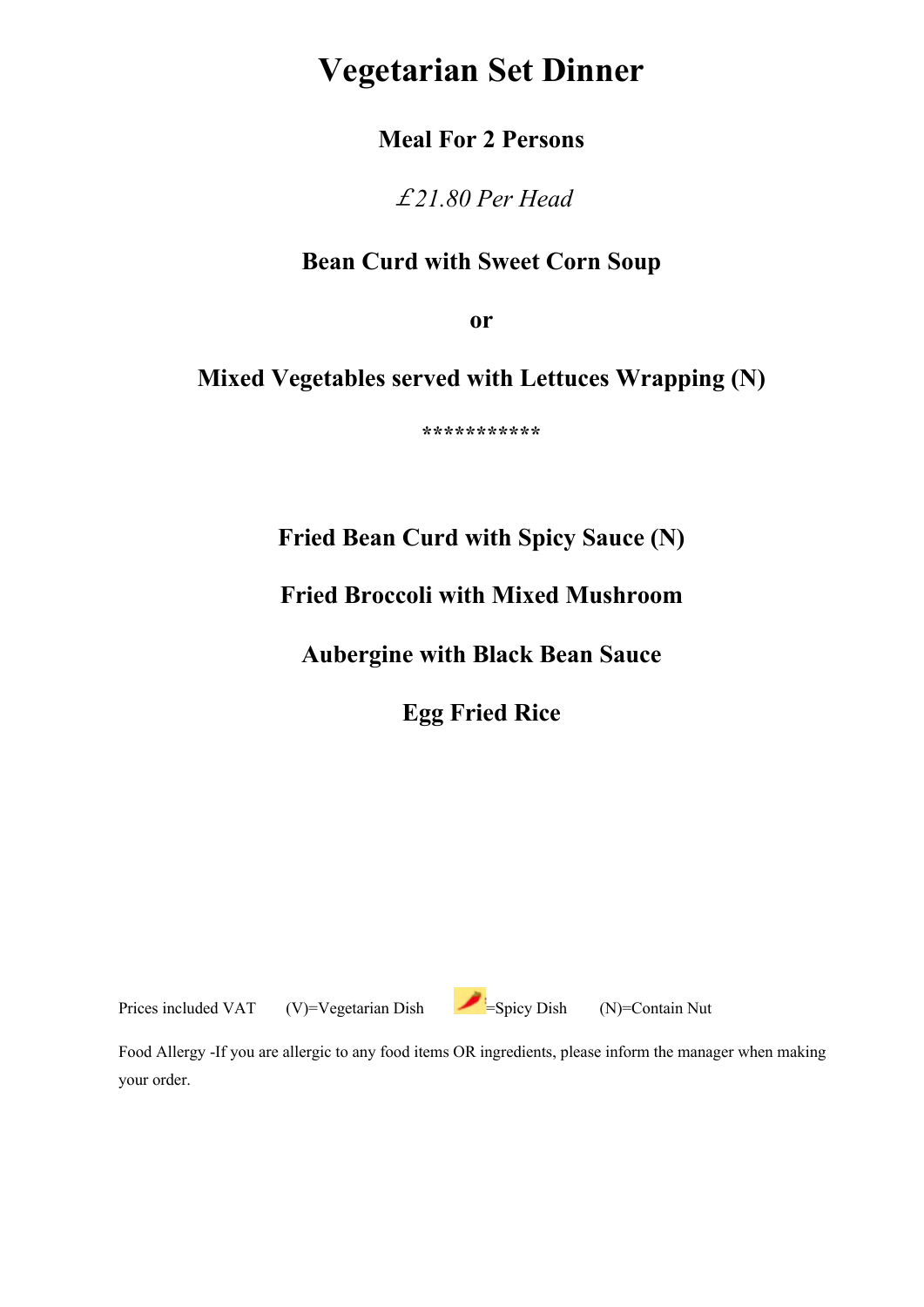# Vegetarian Set Dinner

**Meal For 2 Persons**

*£21.80 Per Head*

**Bean Curd with Sweet Corn Soup**

**or**

**Mixed Vegetables served with Lettuces Wrapping (N)**

***********

**Fried Bean Curd with Spicy Sauce (N)**

**Fried Broccoli with Mixed Mushroom**

**Aubergine with Black Bean Sauce**

**Egg Fried Rice**

Prices included VAT (V)=Vegetarian Dish =Spicy Dish (N)=Contain Nut

Food Allergy -If you are allergic to any food items OR ingredients, please inform the manager when making your order.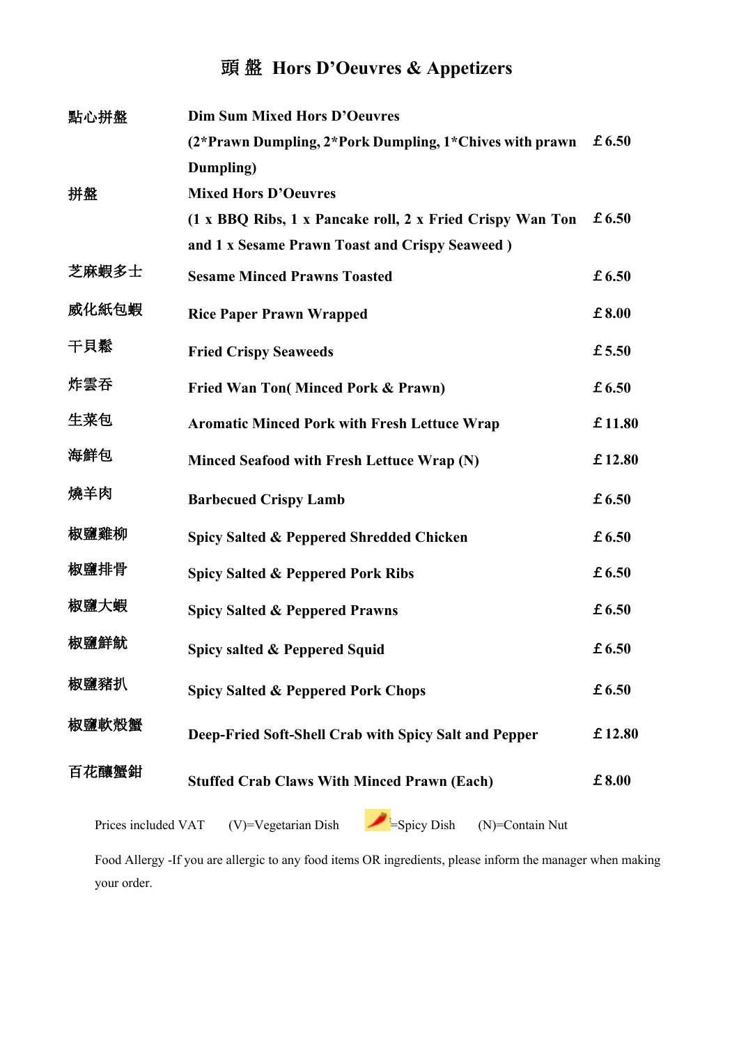# 頭 盤 Hors D'Oeuvres & Appetizers

| | | |
|---|---|---|
| 點心拼盤 | **Dim Sum Mixed Hors D'Oeuvres** (2*Prawn Dumpling, 2*Pork Dumpling, 1*Chives with prawn Dumpling) | £6.50 |
| 拼盤 | **Mixed Hors D'Oeuvres** (1 x BBQ Ribs, 1 x Pancake roll, 2 x Fried Crispy Wan Ton and 1 x Sesame Prawn Toast and Crispy Seaweed ) | £6.50 |
| 芝麻蝦多士 | **Sesame Minced Prawns Toasted** | £6.50 |
| 威化紙包蝦 | **Rice Paper Prawn Wrapped** | £8.00 |
| 干貝鬆 | **Fried Crispy Seaweeds** | £5.50 |
| 炸雲吞 | **Fried Wan Ton( Minced Pork & Prawn)** | £6.50 |
| 生菜包 | **Aromatic Minced Pork with Fresh Lettuce Wrap** | £11.80 |
| 海鮮包 | **Minced Seafood with Fresh Lettuce Wrap (N)** | £12.80 |
| 燒羊肉 | **Barbecued Crispy Lamb** | £6.50 |
| 椒鹽雞柳 | **Spicy Salted & Peppered Shredded Chicken** | £6.50 |
| 椒鹽排骨 | **Spicy Salted & Peppered Pork Ribs** | £6.50 |
| 椒鹽大蝦 | **Spicy Salted & Peppered Prawns** | £6.50 |
| 椒鹽鮮魷 | **Spicy salted & Peppered Squid** | £6.50 |
| 椒鹽豬扒 | **Spicy Salted & Peppered Pork Chops** | £6.50 |
| 椒鹽軟殼蟹 | **Deep-Fried Soft-Shell Crab with Spicy Salt and Pepper** | £12.80 |
| 百花釀蟹鉗 | **Stuffed Crab Claws With Minced Prawn (Each)** | £8.00 |

Prices included VAT (V)=Vegetarian Dish 🌶=Spicy Dish (N)=Contain Nut

Food Allergy -If you are allergic to any food items OR ingredients, please inform the manager when making your order.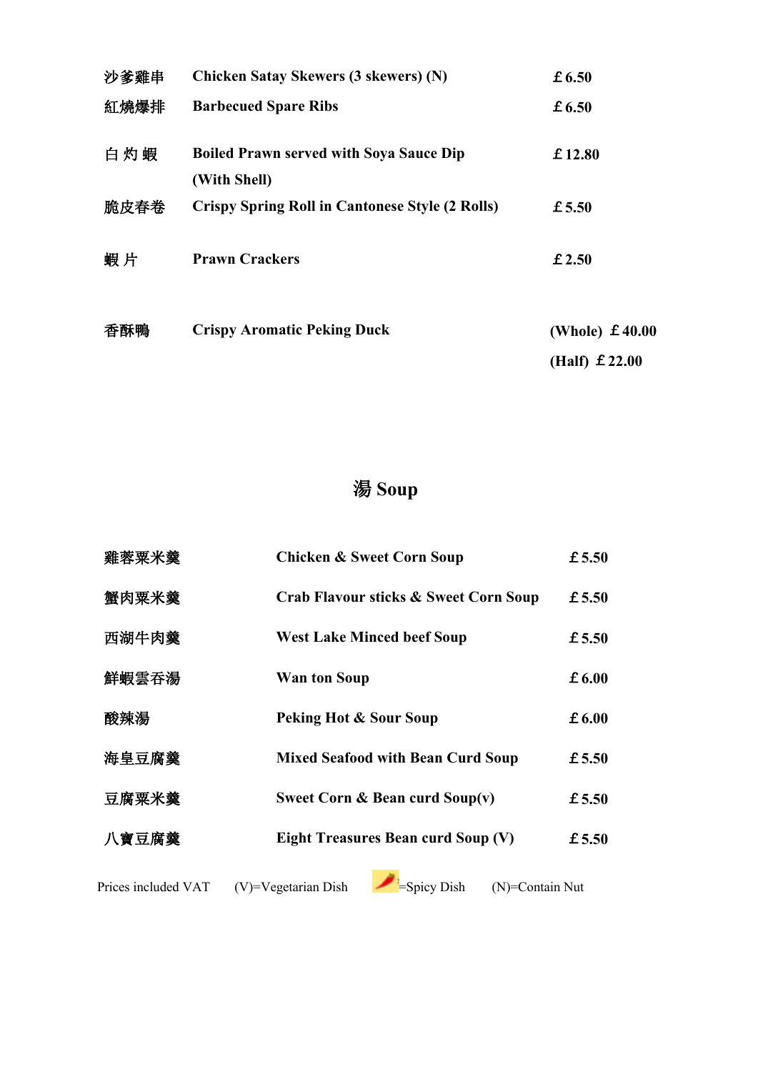| | | |
|---|---|---|
| 沙爹雞串 | **Chicken Satay Skewers (3 skewers) (N)** | **£6.50** |
| 紅燒爆排 | **Barbecued Spare Ribs** | **£6.50** |
| 白 灼 蝦 | **Boiled Prawn served with Soya Sauce Dip (With Shell)** | **£12.80** |
| 脆皮春卷 | **Crispy Spring Roll in Cantonese Style (2 Rolls)** | **£5.50** |
| 蝦 片 | **Prawn Crackers** | **£2.50** |
| 香酥鴨 | **Crispy Aromatic Peking Duck** | **(Whole) £40.00**<br>**(Half) £22.00** |

## 湯 Soup

| | | |
|---|---|---|
| 雞蓉粟米羹 | **Chicken & Sweet Corn Soup** | **£5.50** |
| 蟹肉粟米羹 | **Crab Flavour sticks & Sweet Corn Soup** | **£5.50** |
| 西湖牛肉羹 | **West Lake Minced beef Soup** | **£5.50** |
| 鮮蝦雲吞湯 | **Wan ton Soup** | **£6.00** |
| 酸辣湯 | **Peking Hot & Sour Soup** | **£6.00** |
| 海皇豆腐羹 | **Mixed Seafood with Bean Curd Soup** | **£5.50** |
| 豆腐粟米羹 | **Sweet Corn & Bean curd Soup(v)** | **£5.50** |
| 八寶豆腐羹 | **Eight Treasures Bean curd Soup (V)** | **£5.50** |

Prices included VAT (V)=Vegetarian Dish 🌶=Spicy Dish (N)=Contain Nut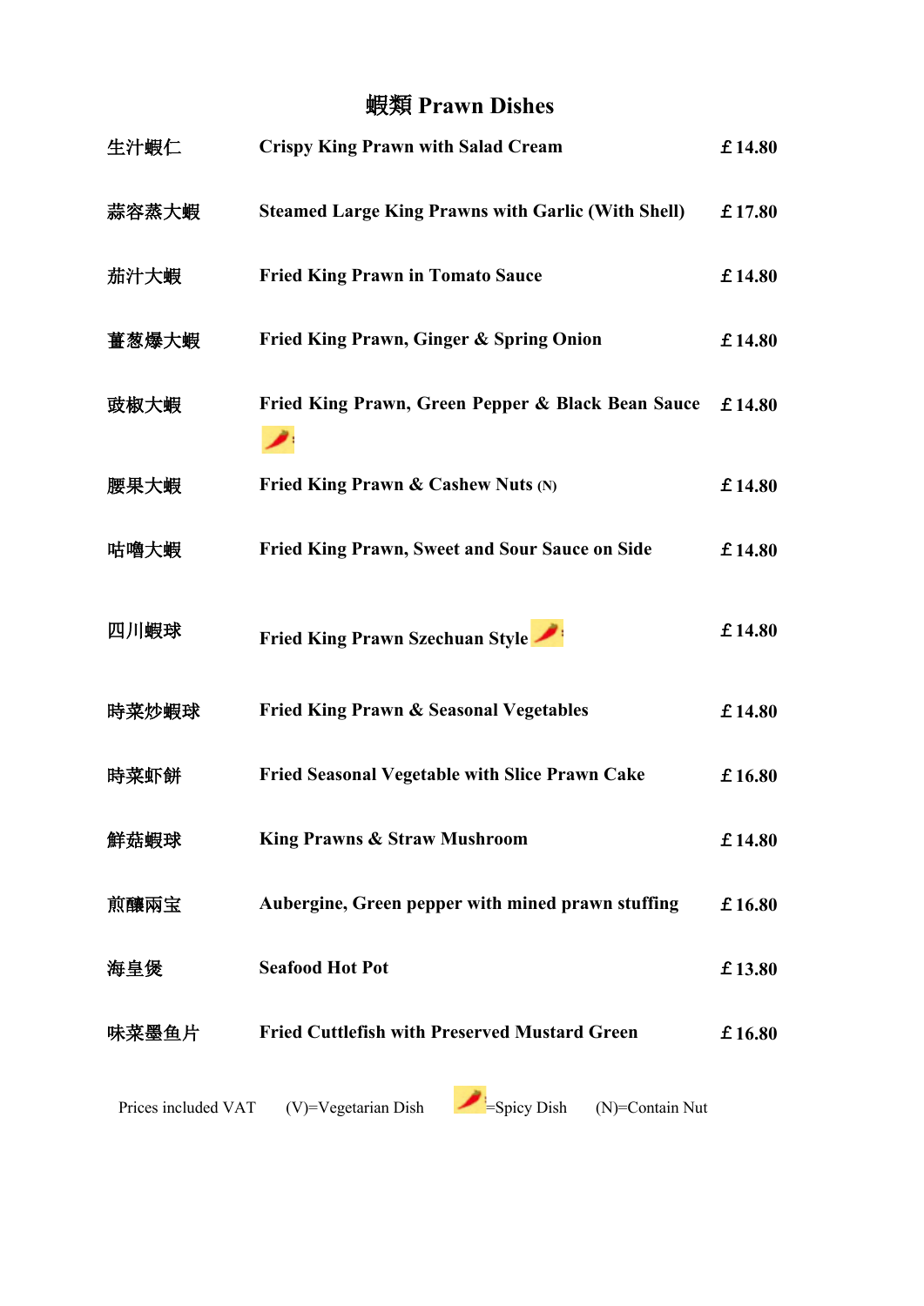# 蝦類 Prawn Dishes

| | | |
|---|---|---|
| 生汁蝦仁 | Crispy King Prawn with Salad Cream | £14.80 |
| 蒜容蒸大蝦 | Steamed Large King Prawns with Garlic (With Shell) | £17.80 |
| 茄汁大蝦 | Fried King Prawn in Tomato Sauce | £14.80 |
| 薑葱爆大蝦 | Fried King Prawn, Ginger & Spring Onion | £14.80 |
| 豉椒大蝦 | Fried King Prawn, Green Pepper & Black Bean Sauce 🌶 | £14.80 |
| 腰果大蝦 | Fried King Prawn & Cashew Nuts (N) | £14.80 |
| 咕嚕大蝦 | Fried King Prawn, Sweet and Sour Sauce on Side | £14.80 |
| 四川蝦球 | Fried King Prawn Szechuan Style 🌶 | £14.80 |
| 時菜炒蝦球 | Fried King Prawn & Seasonal Vegetables | £14.80 |
| 時菜虾餅 | Fried Seasonal Vegetable with Slice Prawn Cake | £16.80 |
| 鮮菇蝦球 | King Prawns & Straw Mushroom | £14.80 |
| 煎釀两宝 | Aubergine, Green pepper with mined prawn stuffing | £16.80 |
| 海皇煲 | Seafood Hot Pot | £13.80 |
| 味菜墨鱼片 | Fried Cuttlefish with Preserved Mustard Green | £16.80 |

Prices included VAT (V)=Vegetarian Dish 🌶=Spicy Dish (N)=Contain Nut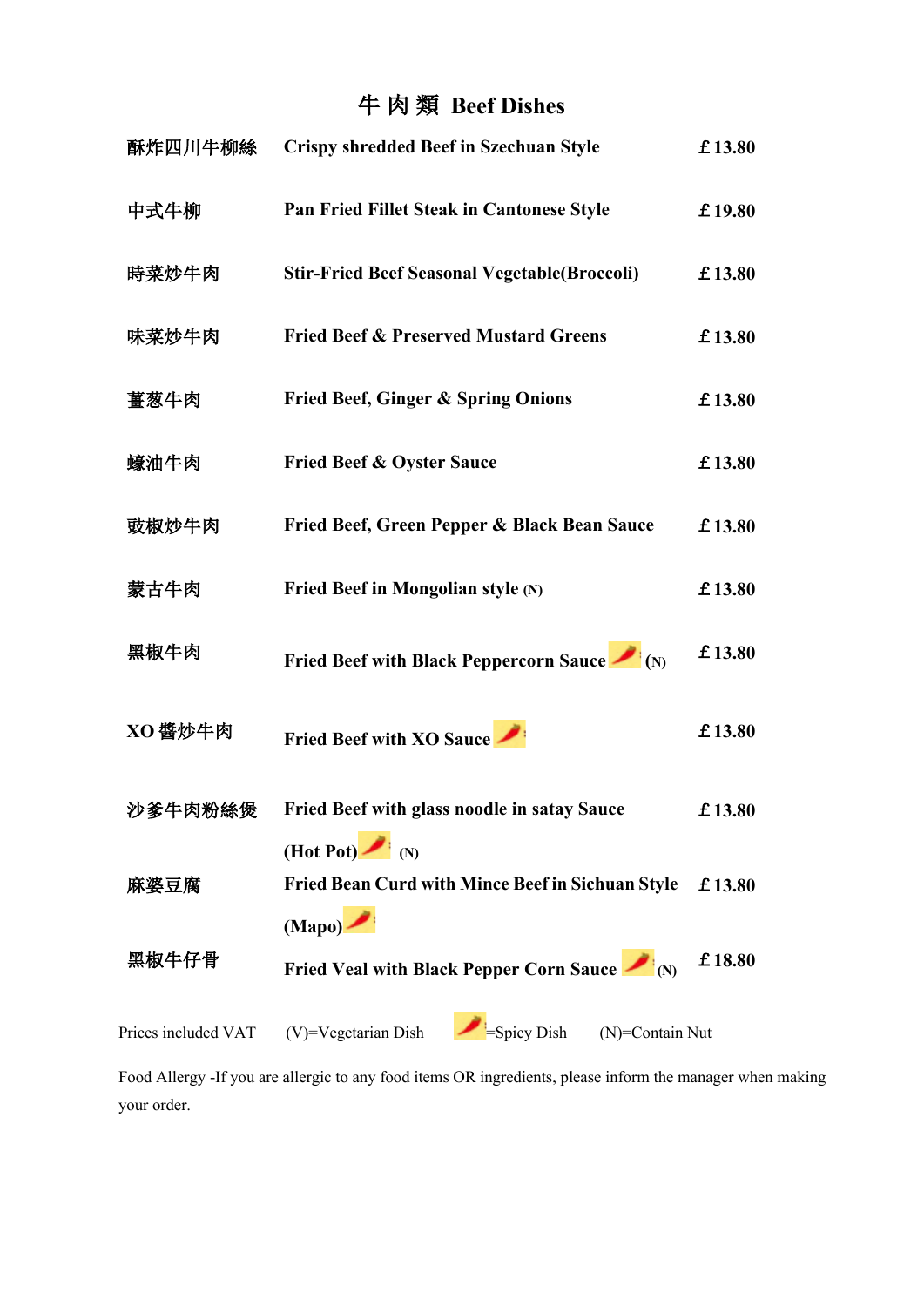# 牛 肉 類 Beef Dishes

| | | |
|---|---|---|
| 酥炸四川牛柳絲 | Crispy shredded Beef in Szechuan Style | £13.80 |
| 中式牛柳 | Pan Fried Fillet Steak in Cantonese Style | £19.80 |
| 時菜炒牛肉 | Stir-Fried Beef Seasonal Vegetable(Broccoli) | £13.80 |
| 味菜炒牛肉 | Fried Beef & Preserved Mustard Greens | £13.80 |
| 薑葱牛肉 | Fried Beef, Ginger & Spring Onions | £13.80 |
| 蠔油牛肉 | Fried Beef & Oyster Sauce | £13.80 |
| 豉椒炒牛肉 | Fried Beef, Green Pepper & Black Bean Sauce | £13.80 |
| 蒙古牛肉 | Fried Beef in Mongolian style (N) | £13.80 |
| 黑椒牛肉 | Fried Beef with Black Peppercorn Sauce 🌶 (N) | £13.80 |
| XO 醬炒牛肉 | Fried Beef with XO Sauce 🌶 | £13.80 |
| 沙爹牛肉粉絲煲 | Fried Beef with glass noodle in satay Sauce (Hot Pot) 🌶 (N) | £13.80 |
| 麻婆豆腐 | Fried Bean Curd with Mince Beef in Sichuan Style (Mapo) 🌶 | £13.80 |
| 黑椒牛仔骨 | Fried Veal with Black Pepper Corn Sauce 🌶 (N) | £18.80 |

Prices included VAT (V)=Vegetarian Dish 🌶=Spicy Dish (N)=Contain Nut

Food Allergy -If you are allergic to any food items OR ingredients, please inform the manager when making your order.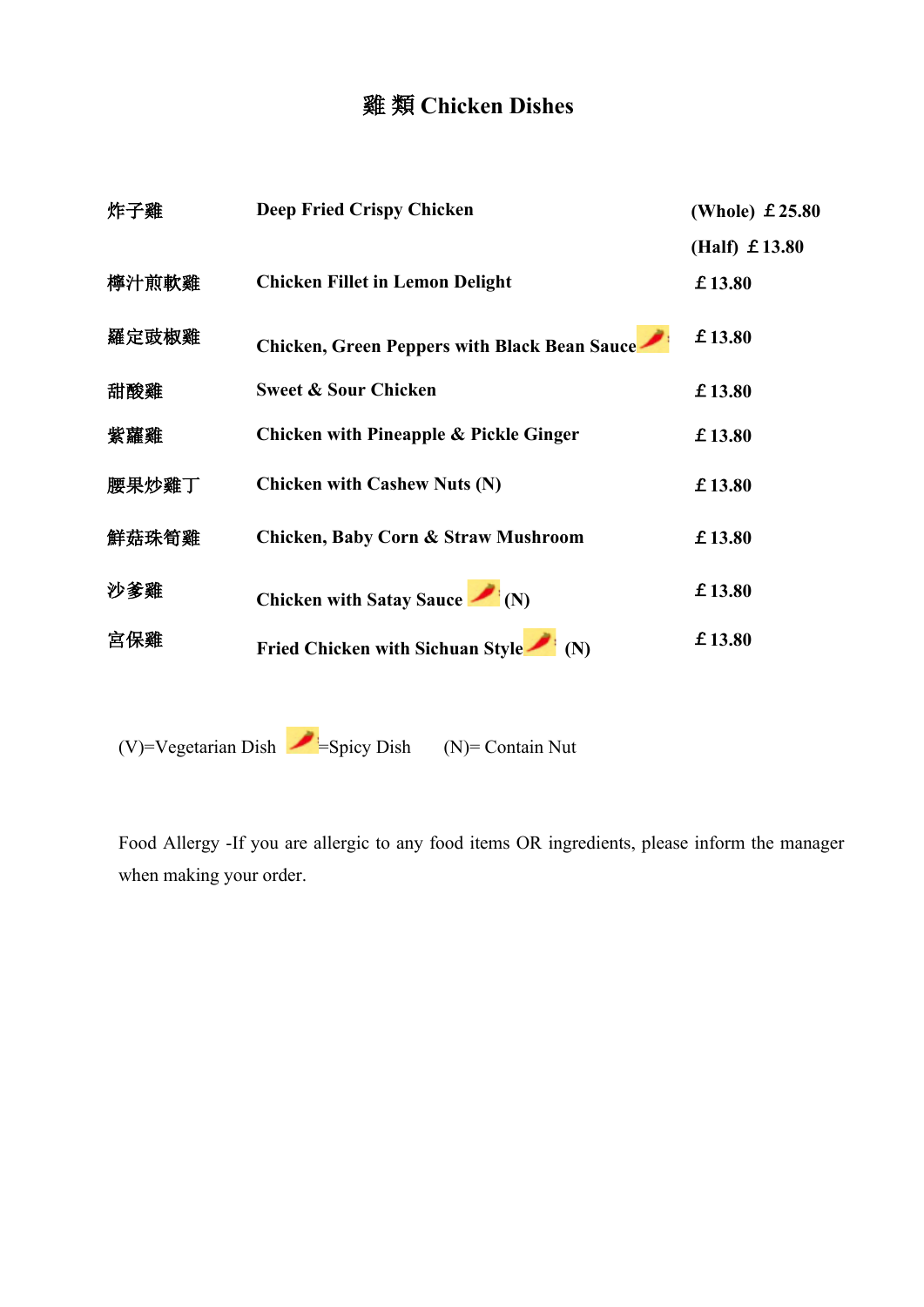# 雞 類 Chicken Dishes

| | | |
|---|---|---|
| 炸子雞 | **Deep Fried Crispy Chicken** | **(Whole) ￡25.80** |
| | | **(Half) ￡13.80** |
| 檸汁煎軟雞 | **Chicken Fillet in Lemon Delight** | **￡13.80** |
| 羅定豉椒雞 | **Chicken, Green Peppers with Black Bean Sauce** 🌶 | **￡13.80** |
| 甜酸雞 | **Sweet & Sour Chicken** | **￡13.80** |
| 紫蘿雞 | **Chicken with Pineapple & Pickle Ginger** | **￡13.80** |
| 腰果炒雞丁 | **Chicken with Cashew Nuts (N)** | **￡13.80** |
| 鮮菇珠筍雞 | **Chicken, Baby Corn & Straw Mushroom** | **￡13.80** |
| 沙爹雞 | **Chicken with Satay Sauce** 🌶 **(N)** | **￡13.80** |
| 宮保雞 | **Fried Chicken with Sichuan Style** 🌶 **(N)** | **￡13.80** |

(V)=Vegetarian Dish 🌶=Spicy Dish (N)= Contain Nut

Food Allergy -If you are allergic to any food items OR ingredients, please inform the manager when making your order.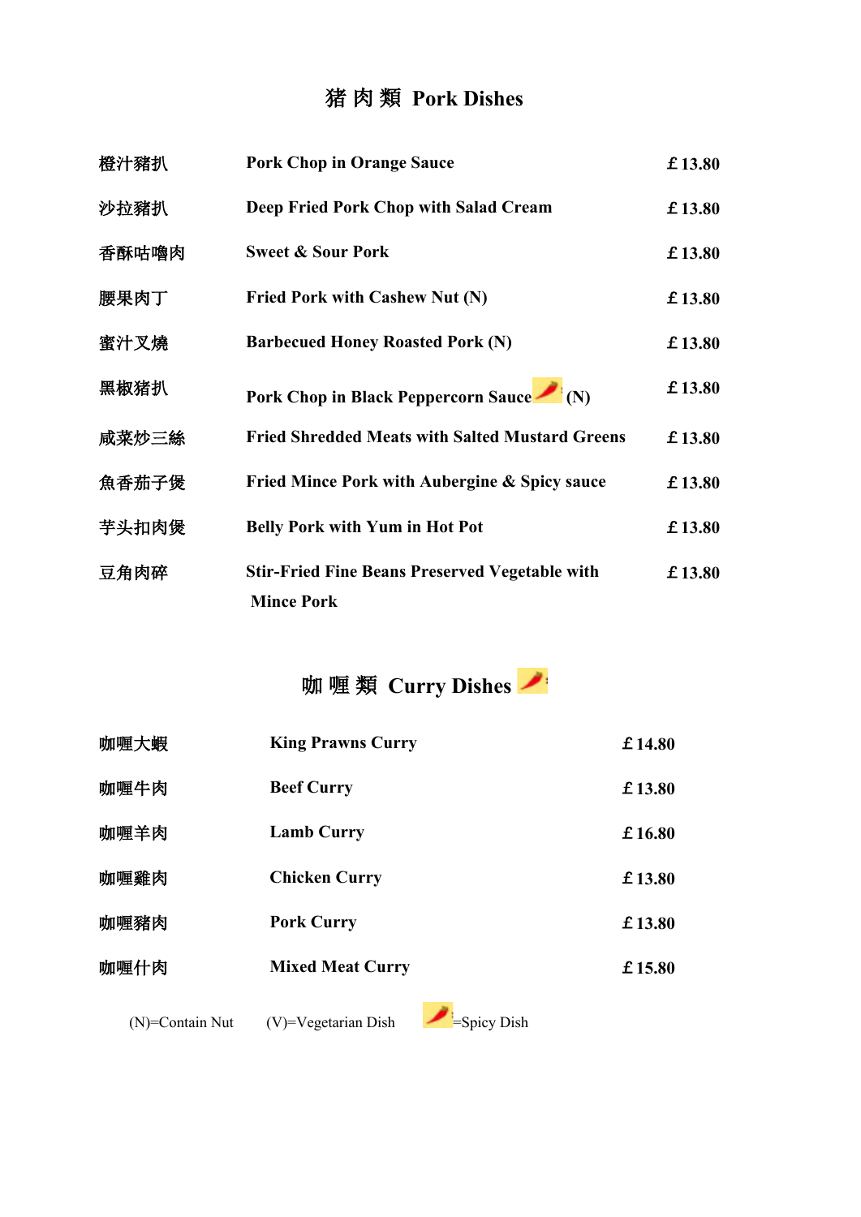## 猪 肉 類 Pork Dishes

| | | |
|---|---|---|
| 橙汁豬扒 | **Pork Chop in Orange Sauce** | **£ 13.80** |
| 沙拉豬扒 | **Deep Fried Pork Chop with Salad Cream** | **£ 13.80** |
| 香酥咕嚕肉 | **Sweet & Sour Pork** | **£ 13.80** |
| 腰果肉丁 | **Fried Pork with Cashew Nut (N)** | **£ 13.80** |
| 蜜汁叉燒 | **Barbecued Honey Roasted Pork (N)** | **£ 13.80** |
| 黑椒豬扒 | **Pork Chop in Black Peppercorn Sauce 🌶 (N)** | **£ 13.80** |
| 咸菜炒三絲 | **Fried Shredded Meats with Salted Mustard Greens** | **£ 13.80** |
| 魚香茄子煲 | **Fried Mince Pork with Aubergine & Spicy sauce** | **£ 13.80** |
| 芋头扣肉煲 | **Belly Pork with Yum in Hot Pot** | **£ 13.80** |
| 豆角肉碎 | **Stir-Fried Fine Beans Preserved Vegetable with Mince Pork** | **£ 13.80** |

## 咖 喱 類 Curry Dishes 🌶

| | | |
|---|---|---|
| 咖喱大蝦 | **King Prawns Curry** | **£ 14.80** |
| 咖喱牛肉 | **Beef Curry** | **£ 13.80** |
| 咖喱羊肉 | **Lamb Curry** | **£ 16.80** |
| 咖喱雞肉 | **Chicken Curry** | **£ 13.80** |
| 咖喱豬肉 | **Pork Curry** | **£ 13.80** |
| 咖喱什肉 | **Mixed Meat Curry** | **£ 15.80** |

(N)=Contain Nut (V)=Vegetarian Dish 🌶=Spicy Dish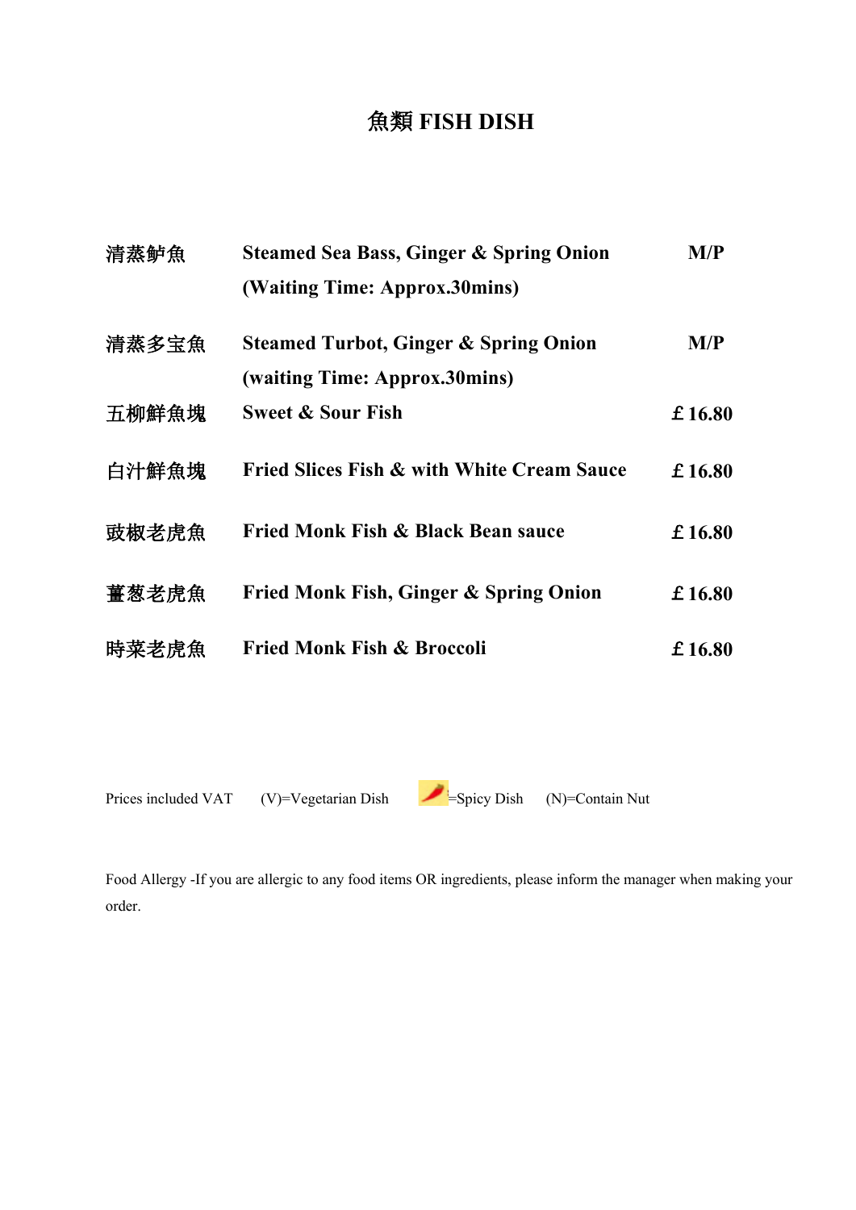# 魚類 FISH DISH

| | | |
|---|---|---|
| 清蒸鲈魚 | **Steamed Sea Bass, Ginger & Spring Onion (Waiting Time: Approx.30mins)** | **M/P** |
| 清蒸多宝魚 | **Steamed Turbot, Ginger & Spring Onion (waiting Time: Approx.30mins)** | **M/P** |
| 五柳鮮魚塊 | **Sweet & Sour Fish** | **£16.80** |
| 白汁鮮魚塊 | **Fried Slices Fish & with White Cream Sauce** | **£16.80** |
| 豉椒老虎魚 | **Fried Monk Fish & Black Bean sauce** | **£16.80** |
| 薑葱老虎魚 | **Fried Monk Fish, Ginger & Spring Onion** | **£16.80** |
| 時菜老虎魚 | **Fried Monk Fish & Broccoli** | **£16.80** |

Prices included VAT (V)=Vegetarian Dish =Spicy Dish (N)=Contain Nut

Food Allergy -If you are allergic to any food items OR ingredients, please inform the manager when making your order.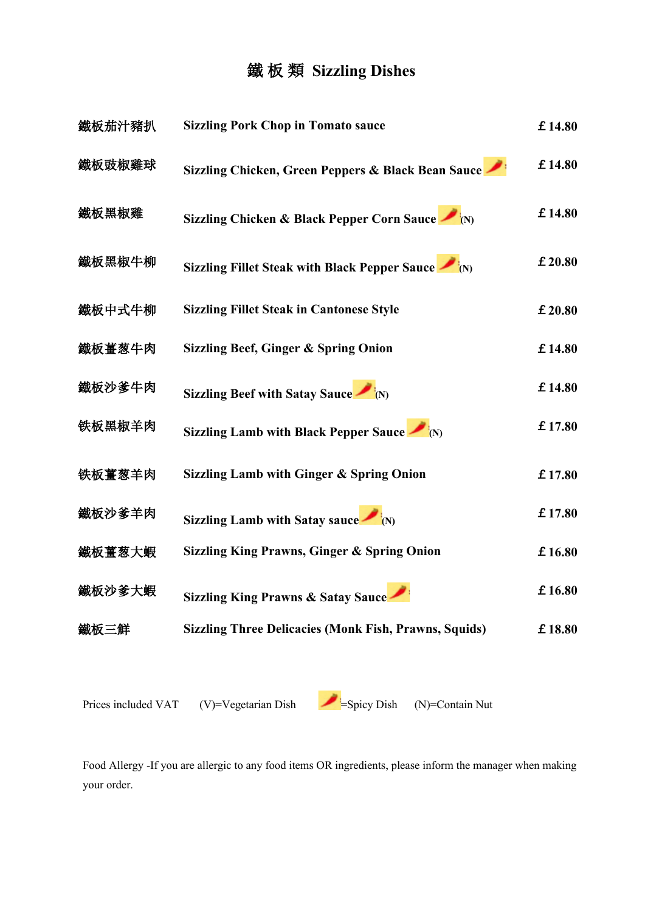# 鐵板類 Sizzling Dishes

| | | |
|---|---|---|
| 鐵板茄汁豬扒 | Sizzling Pork Chop in Tomato sauce | £14.80 |
| 鐵板豉椒雞球 | Sizzling Chicken, Green Peppers & Black Bean Sauce 🌶 | £14.80 |
| 鐵板黑椒雞 | Sizzling Chicken & Black Pepper Corn Sauce 🌶 (N) | £14.80 |
| 鐵板黑椒牛柳 | Sizzling Fillet Steak with Black Pepper Sauce 🌶 (N) | £20.80 |
| 鐵板中式牛柳 | Sizzling Fillet Steak in Cantonese Style | £20.80 |
| 鐵板薑葱牛肉 | Sizzling Beef, Ginger & Spring Onion | £14.80 |
| 鐵板沙爹牛肉 | Sizzling Beef with Satay Sauce 🌶 (N) | £14.80 |
| 铁板黑椒羊肉 | Sizzling Lamb with Black Pepper Sauce 🌶 (N) | £17.80 |
| 铁板薑葱羊肉 | Sizzling Lamb with Ginger & Spring Onion | £17.80 |
| 鐵板沙爹羊肉 | Sizzling Lamb with Satay sauce 🌶 (N) | £17.80 |
| 鐵板薑葱大蝦 | Sizzling King Prawns, Ginger & Spring Onion | £16.80 |
| 鐵板沙爹大蝦 | Sizzling King Prawns & Satay Sauce 🌶 | £16.80 |
| 鐵板三鮮 | Sizzling Three Delicacies (Monk Fish, Prawns, Squids) | £18.80 |

Prices included VAT (V)=Vegetarian Dish 🌶=Spicy Dish (N)=Contain Nut

Food Allergy -If you are allergic to any food items OR ingredients, please inform the manager when making your order.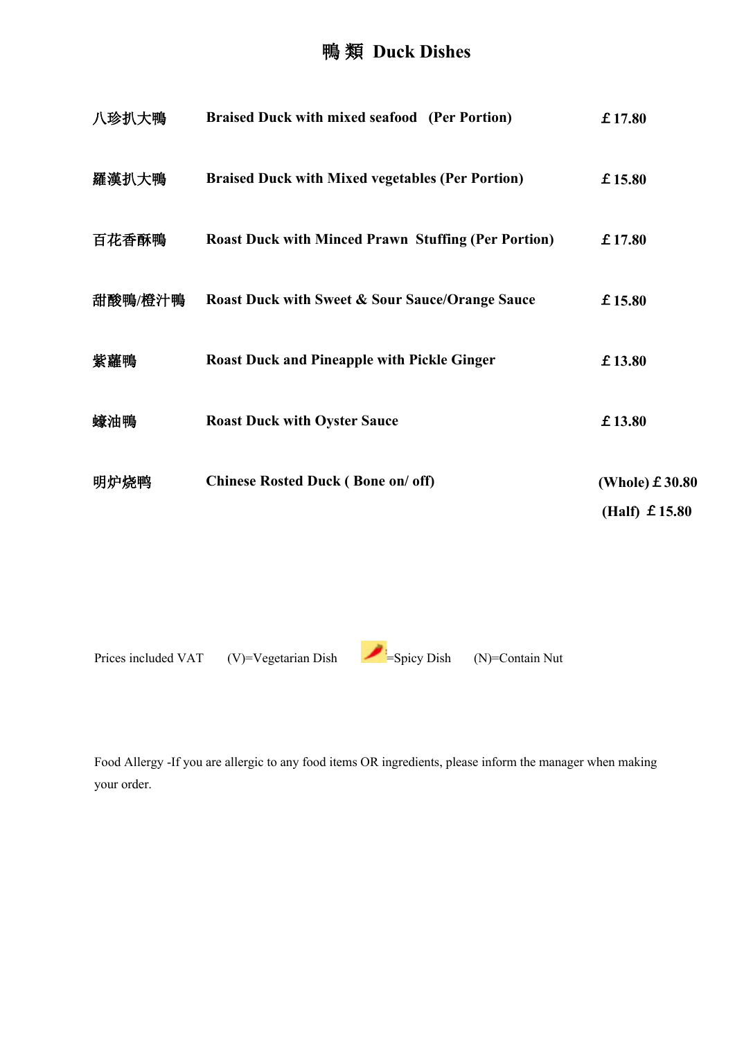# 鴨 類 Duck Dishes

| | | |
|---|---|---|
| 八珍扒大鴨 | **Braised Duck with mixed seafood (Per Portion)** | **￡17.80** |
| 羅漢扒大鴨 | **Braised Duck with Mixed vegetables (Per Portion)** | **￡15.80** |
| 百花香酥鴨 | **Roast Duck with Minced Prawn Stuffing (Per Portion)** | **￡17.80** |
| 甜酸鴨/橙汁鴨 | **Roast Duck with Sweet & Sour Sauce/Orange Sauce** | **￡15.80** |
| 紫蘿鴨 | **Roast Duck and Pineapple with Pickle Ginger** | **￡13.80** |
| 蠔油鴨 | **Roast Duck with Oyster Sauce** | **￡13.80** |
| 明炉烧鸭 | **Chinese Rosted Duck ( Bone on/ off)** | **(Whole) ￡30.80**<br>**(Half) ￡15.80** |

Prices included VAT (V)=Vegetarian Dish =Spicy Dish (N)=Contain Nut

Food Allergy -If you are allergic to any food items OR ingredients, please inform the manager when making your order.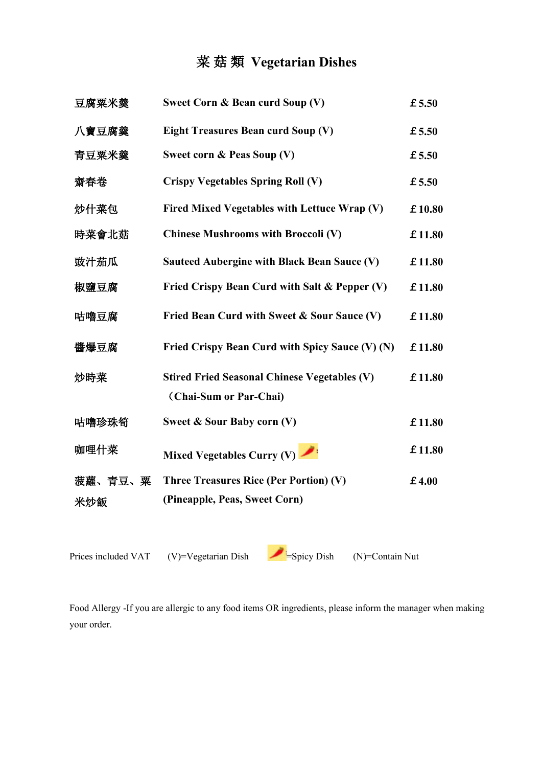# 菜 菇 類 Vegetarian Dishes

| | | |
|---|---|---|
| 豆腐粟米羹 | Sweet Corn & Bean curd Soup (V) | £5.50 |
| 八寶豆腐羹 | Eight Treasures Bean curd Soup (V) | £5.50 |
| 青豆粟米羹 | Sweet corn & Peas Soup (V) | £5.50 |
| 齋春卷 | Crispy Vegetables Spring Roll (V) | £5.50 |
| 炒什菜包 | Fired Mixed Vegetables with Lettuce Wrap (V) | £10.80 |
| 時菜會北菇 | Chinese Mushrooms with Broccoli (V) | £11.80 |
| 豉汁茄瓜 | Sauteed Aubergine with Black Bean Sauce (V) | £11.80 |
| 椒鹽豆腐 | Fried Crispy Bean Curd with Salt & Pepper (V) | £11.80 |
| 咕嚕豆腐 | Fried Bean Curd with Sweet & Sour Sauce (V) | £11.80 |
| 醬爆豆腐 | Fried Crispy Bean Curd with Spicy Sauce (V) (N) | £11.80 |
| 炒時菜 | Stired Fried Seasonal Chinese Vegetables (V) （Chai-Sum or Par-Chai) | £11.80 |
| 咕嚕珍珠筍 | Sweet & Sour Baby corn (V) | £11.80 |
| 咖哩什菜 | Mixed Vegetables Curry (V) 🌶 | £11.80 |
| 菠蘿、青豆、粟米炒飯 | Three Treasures Rice (Per Portion) (V) (Pineapple, Peas, Sweet Corn) | £4.00 |

Prices included VAT (V)=Vegetarian Dish 🌶=Spicy Dish (N)=Contain Nut

Food Allergy -If you are allergic to any food items OR ingredients, please inform the manager when making your order.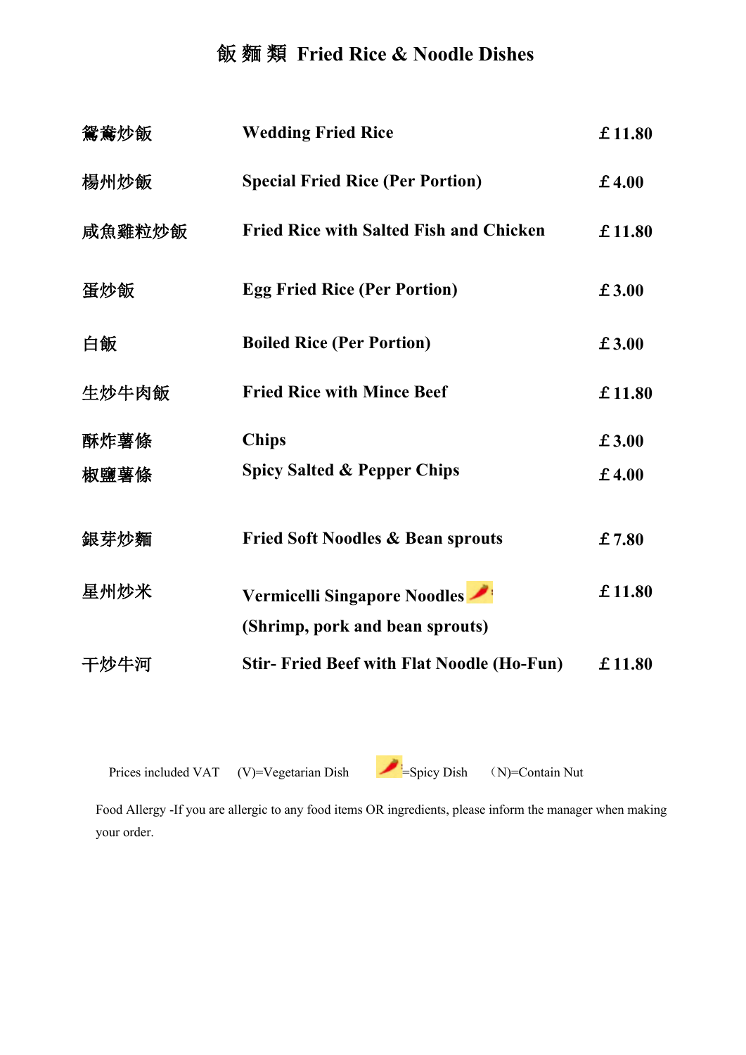# 飯 麵 類 Fried Rice & Noodle Dishes

| | | |
|---|---|---|
| 鴛鴦炒飯 | **Wedding Fried Rice** | **￡11.80** |
| 楊州炒飯 | **Special Fried Rice (Per Portion)** | **￡4.00** |
| 咸魚雞粒炒飯 | **Fried Rice with Salted Fish and Chicken** | **￡11.80** |
| 蛋炒飯 | **Egg Fried Rice (Per Portion)** | **￡3.00** |
| 白飯 | **Boiled Rice (Per Portion)** | **￡3.00** |
| 生炒牛肉飯 | **Fried Rice with Mince Beef** | **￡11.80** |
| 酥炸薯條 | **Chips** | **￡3.00** |
| 椒鹽薯條 | **Spicy Salted & Pepper Chips** | **￡4.00** |
| 銀芽炒麵 | **Fried Soft Noodles & Bean sprouts** | **￡7.80** |
| 星州炒米 | **Vermicelli Singapore Noodles** 🌶 **(Shrimp, pork and bean sprouts)** | **￡11.80** |
| 干炒牛河 | **Stir- Fried Beef with Flat Noodle (Ho-Fun)** | **￡11.80** |

Prices included VAT (V)=Vegetarian Dish 🌶=Spicy Dish （N)=Contain Nut

Food Allergy -If you are allergic to any food items OR ingredients, please inform the manager when making your order.